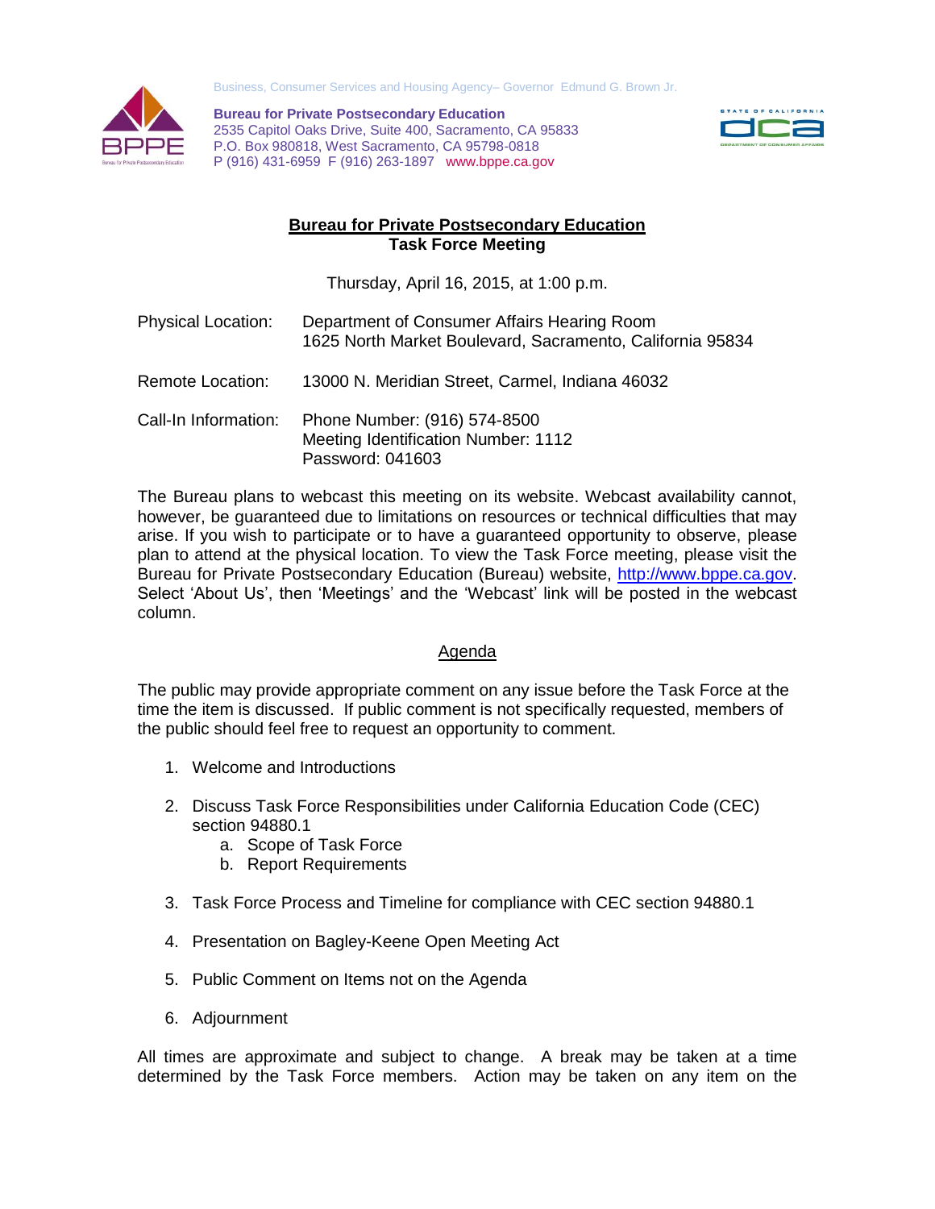Business, Consumer Services and Housing Agency– Governor Edmund G. Brown Jr.

**Bureau for Private Postsecondary Education**
2535 Capitol Oaks Drive, Suite 400, Sacramento, CA 95833
P.O. Box 980818, West Sacramento, CA 95798-0818
P (916) 431-6959 F (916) 263-1897 www.bppe.ca.gov

# Bureau for Private Postsecondary Education
## Task Force Meeting

Thursday, April 16, 2015, at 1:00 p.m.

Physical Location: Department of Consumer Affairs Hearing Room
1625 North Market Boulevard, Sacramento, California 95834

Remote Location: 13000 N. Meridian Street, Carmel, Indiana 46032

Call-In Information: Phone Number: (916) 574-8500
Meeting Identification Number: 1112
Password: 041603

The Bureau plans to webcast this meeting on its website. Webcast availability cannot, however, be guaranteed due to limitations on resources or technical difficulties that may arise. If you wish to participate or to have a guaranteed opportunity to observe, please plan to attend at the physical location. To view the Task Force meeting, please visit the Bureau for Private Postsecondary Education (Bureau) website, http://www.bppe.ca.gov. Select 'About Us', then 'Meetings' and the 'Webcast' link will be posted in the webcast column.

## Agenda

The public may provide appropriate comment on any issue before the Task Force at the time the item is discussed. If public comment is not specifically requested, members of the public should feel free to request an opportunity to comment.

1. Welcome and Introductions

2. Discuss Task Force Responsibilities under California Education Code (CEC) section 94880.1
   a. Scope of Task Force
   b. Report Requirements

3. Task Force Process and Timeline for compliance with CEC section 94880.1

4. Presentation on Bagley-Keene Open Meeting Act

5. Public Comment on Items not on the Agenda

6. Adjournment

All times are approximate and subject to change. A break may be taken at a time determined by the Task Force members. Action may be taken on any item on the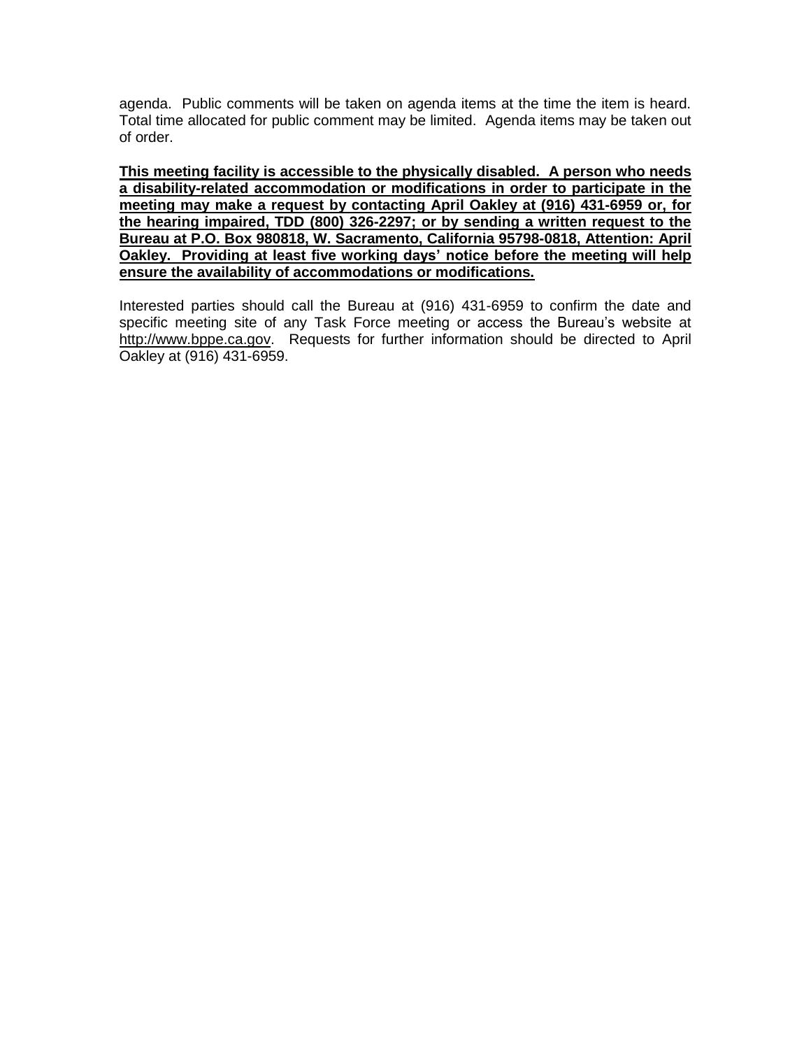agenda. Public comments will be taken on agenda items at the time the item is heard. Total time allocated for public comment may be limited. Agenda items may be taken out of order.

**This meeting facility is accessible to the physically disabled. A person who needs a disability-related accommodation or modifications in order to participate in the meeting may make a request by contacting April Oakley at (916) 431-6959 or, for the hearing impaired, TDD (800) 326-2297; or by sending a written request to the Bureau at P.O. Box 980818, W. Sacramento, California 95798-0818, Attention: April Oakley. Providing at least five working days' notice before the meeting will help ensure the availability of accommodations or modifications.**

Interested parties should call the Bureau at (916) 431-6959 to confirm the date and specific meeting site of any Task Force meeting or access the Bureau's website at http://www.bppe.ca.gov. Requests for further information should be directed to April Oakley at (916) 431-6959.